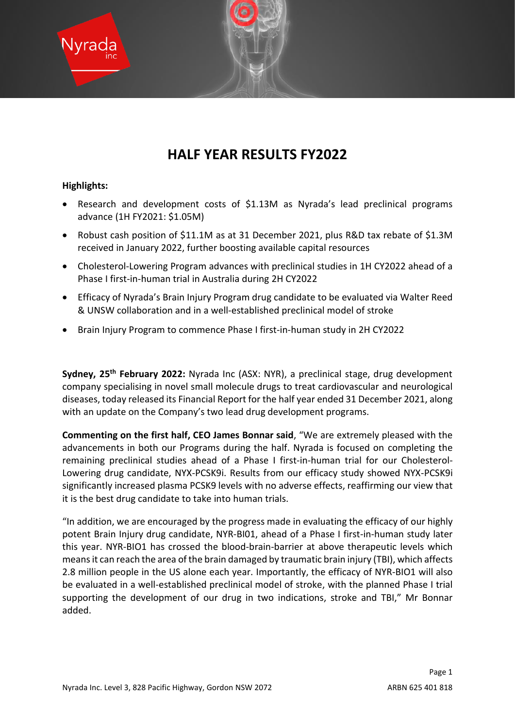# HALF YEAR RESULTS FY2022

**Highlights:**

- Research and development costs of $1.13M as Nyrada's lead preclinical programs advance (1H FY2021: $1.05M)
- Robust cash position of $11.1M as at 31 December 2021, plus R&D tax rebate of $1.3M received in January 2022, further boosting available capital resources
- Cholesterol-Lowering Program advances with preclinical studies in 1H CY2022 ahead of a Phase I first-in-human trial in Australia during 2H CY2022
- Efficacy of Nyrada's Brain Injury Program drug candidate to be evaluated via Walter Reed & UNSW collaboration and in a well-established preclinical model of stroke
- Brain Injury Program to commence Phase I first-in-human study in 2H CY2022

**Sydney, 25th February 2022:** Nyrada Inc (ASX: NYR), a preclinical stage, drug development company specialising in novel small molecule drugs to treat cardiovascular and neurological diseases, today released its Financial Report for the half year ended 31 December 2021, along with an update on the Company's two lead drug development programs.

**Commenting on the first half, CEO James Bonnar said**, "We are extremely pleased with the advancements in both our Programs during the half. Nyrada is focused on completing the remaining preclinical studies ahead of a Phase I first-in-human trial for our Cholesterol-Lowering drug candidate, NYX-PCSK9i. Results from our efficacy study showed NYX-PCSK9i significantly increased plasma PCSK9 levels with no adverse effects, reaffirming our view that it is the best drug candidate to take into human trials.

"In addition, we are encouraged by the progress made in evaluating the efficacy of our highly potent Brain Injury drug candidate, NYR-BI01, ahead of a Phase I first-in-human study later this year. NYR-BIO1 has crossed the blood-brain-barrier at above therapeutic levels which means it can reach the area of the brain damaged by traumatic brain injury (TBI), which affects 2.8 million people in the US alone each year. Importantly, the efficacy of NYR-BIO1 will also be evaluated in a well-established preclinical model of stroke, with the planned Phase I trial supporting the development of our drug in two indications, stroke and TBI," Mr Bonnar added.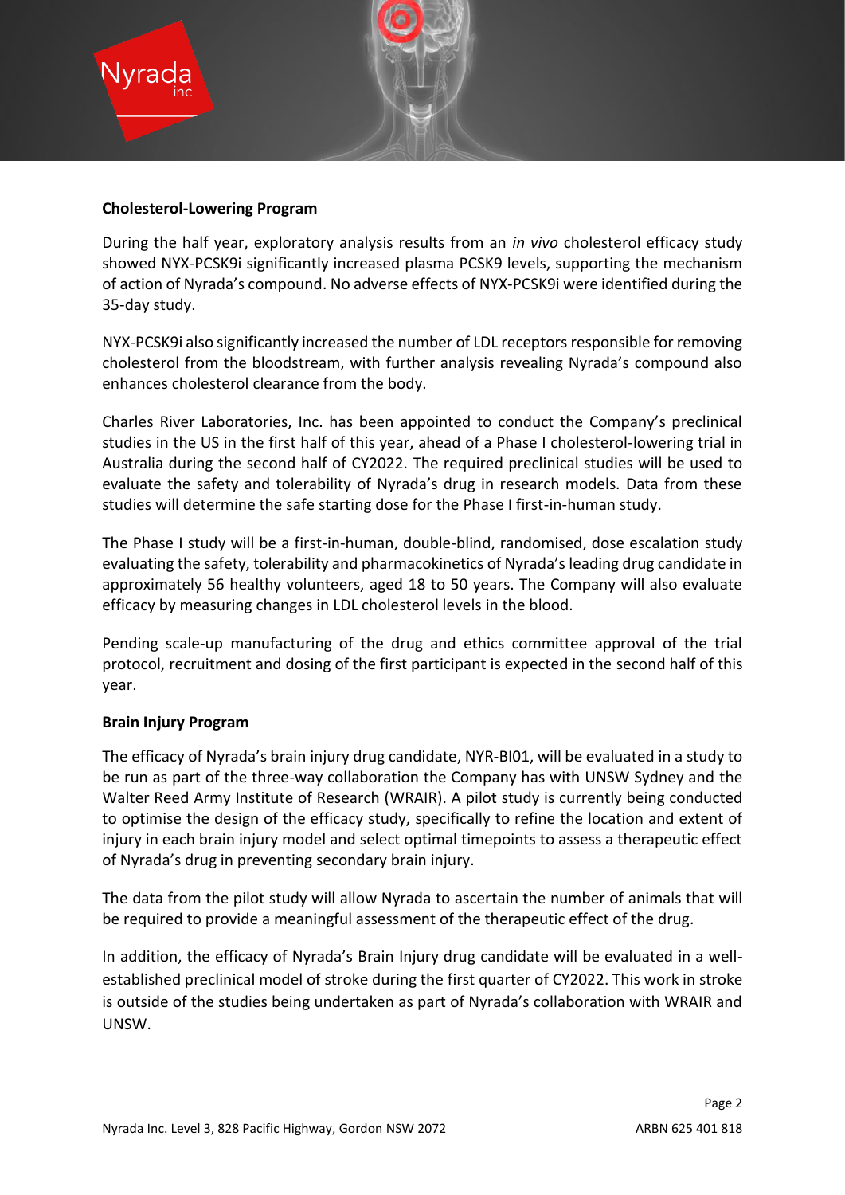**Cholesterol-Lowering Program**

During the half year, exploratory analysis results from an *in vivo* cholesterol efficacy study showed NYX-PCSK9i significantly increased plasma PCSK9 levels, supporting the mechanism of action of Nyrada's compound. No adverse effects of NYX-PCSK9i were identified during the 35-day study.

NYX-PCSK9i also significantly increased the number of LDL receptors responsible for removing cholesterol from the bloodstream, with further analysis revealing Nyrada's compound also enhances cholesterol clearance from the body.

Charles River Laboratories, Inc. has been appointed to conduct the Company's preclinical studies in the US in the first half of this year, ahead of a Phase I cholesterol-lowering trial in Australia during the second half of CY2022. The required preclinical studies will be used to evaluate the safety and tolerability of Nyrada's drug in research models. Data from these studies will determine the safe starting dose for the Phase I first-in-human study.

The Phase I study will be a first-in-human, double-blind, randomised, dose escalation study evaluating the safety, tolerability and pharmacokinetics of Nyrada's leading drug candidate in approximately 56 healthy volunteers, aged 18 to 50 years. The Company will also evaluate efficacy by measuring changes in LDL cholesterol levels in the blood.

Pending scale-up manufacturing of the drug and ethics committee approval of the trial protocol, recruitment and dosing of the first participant is expected in the second half of this year.

**Brain Injury Program**

The efficacy of Nyrada's brain injury drug candidate, NYR-BI01, will be evaluated in a study to be run as part of the three-way collaboration the Company has with UNSW Sydney and the Walter Reed Army Institute of Research (WRAIR). A pilot study is currently being conducted to optimise the design of the efficacy study, specifically to refine the location and extent of injury in each brain injury model and select optimal timepoints to assess a therapeutic effect of Nyrada's drug in preventing secondary brain injury.

The data from the pilot study will allow Nyrada to ascertain the number of animals that will be required to provide a meaningful assessment of the therapeutic effect of the drug.

In addition, the efficacy of Nyrada's Brain Injury drug candidate will be evaluated in a well-established preclinical model of stroke during the first quarter of CY2022. This work in stroke is outside of the studies being undertaken as part of Nyrada's collaboration with WRAIR and UNSW.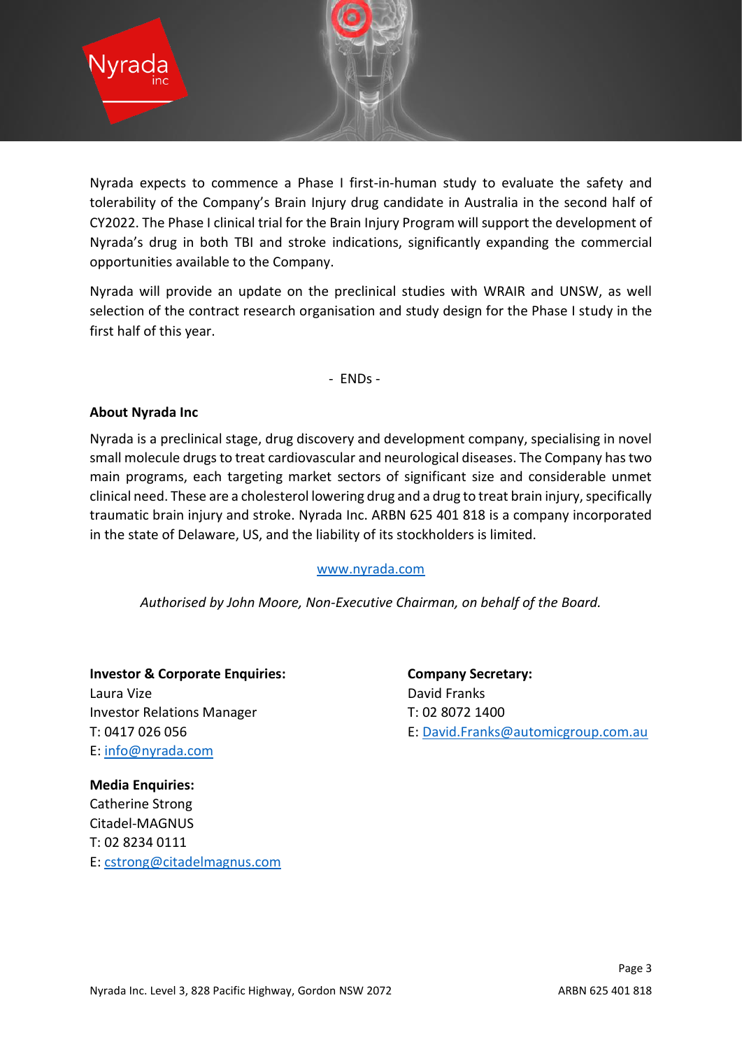Nyrada expects to commence a Phase I first-in-human study to evaluate the safety and tolerability of the Company's Brain Injury drug candidate in Australia in the second half of CY2022. The Phase I clinical trial for the Brain Injury Program will support the development of Nyrada's drug in both TBI and stroke indications, significantly expanding the commercial opportunities available to the Company.

Nyrada will provide an update on the preclinical studies with WRAIR and UNSW, as well selection of the contract research organisation and study design for the Phase I study in the first half of this year.

- ENDs -

**About Nyrada Inc**

Nyrada is a preclinical stage, drug discovery and development company, specialising in novel small molecule drugs to treat cardiovascular and neurological diseases. The Company has two main programs, each targeting market sectors of significant size and considerable unmet clinical need. These are a cholesterol lowering drug and a drug to treat brain injury, specifically traumatic brain injury and stroke. Nyrada Inc. ARBN 625 401 818 is a company incorporated in the state of Delaware, US, and the liability of its stockholders is limited.

www.nyrada.com

*Authorised by John Moore, Non-Executive Chairman, on behalf of the Board.*

**Investor & Corporate Enquiries:**
Laura Vize
Investor Relations Manager
T: 0417 026 056
E: info@nyrada.com

**Company Secretary:**
David Franks
T: 02 8072 1400
E: David.Franks@automicgroup.com.au

**Media Enquiries:**
Catherine Strong
Citadel-MAGNUS
T: 02 8234 0111
E: cstrong@citadelmagnus.com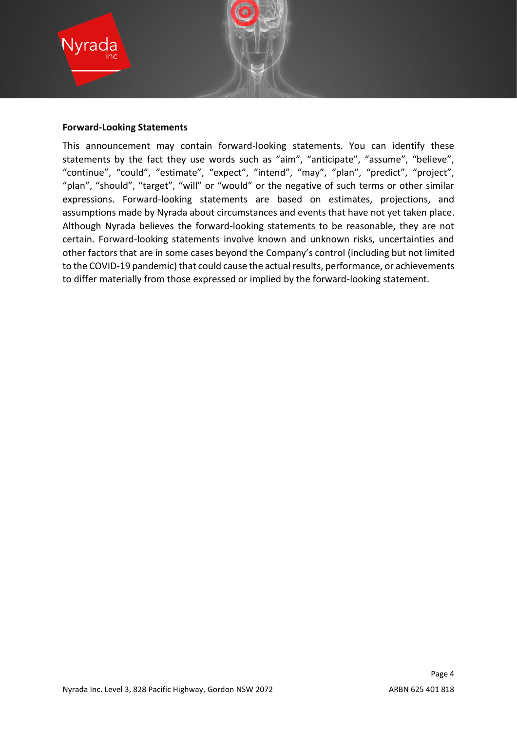**Forward-Looking Statements**

This announcement may contain forward-looking statements. You can identify these statements by the fact they use words such as “aim”, “anticipate”, “assume”, “believe”, “continue”, “could”, “estimate”, “expect”, “intend”, “may”, “plan”, “predict”, “project”, “plan”, “should”, “target”, “will” or “would” or the negative of such terms or other similar expressions. Forward-looking statements are based on estimates, projections, and assumptions made by Nyrada about circumstances and events that have not yet taken place. Although Nyrada believes the forward-looking statements to be reasonable, they are not certain. Forward-looking statements involve known and unknown risks, uncertainties and other factors that are in some cases beyond the Company’s control (including but not limited to the COVID-19 pandemic) that could cause the actual results, performance, or achievements to differ materially from those expressed or implied by the forward-looking statement.